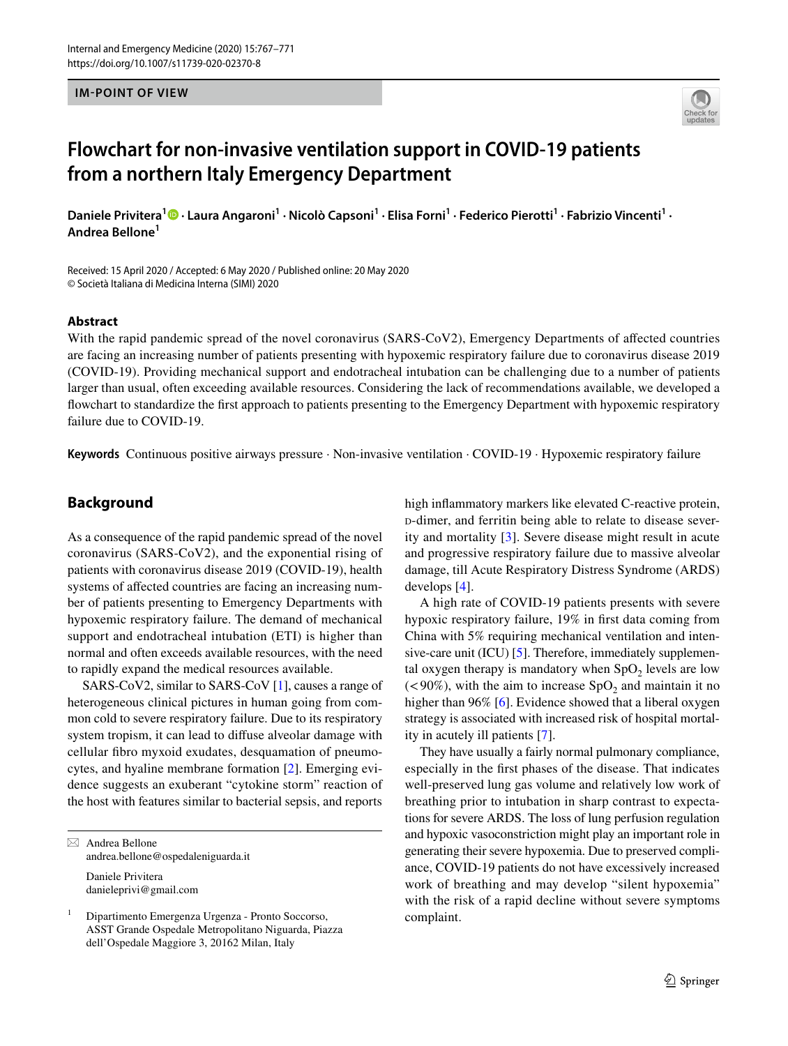IM-POINT OF VIEW

# Flowchart for non-invasive ventilation support in COVID-19 patients from a northern Italy Emergency Department

**Daniele Privitera[1] · Laura Angaroni[1] · Nicolò Capsoni[1] · Elisa Forni[1] · Federico Pierotti[1] · Fabrizio Vincenti[1] · Andrea Bellone[1]**

Received: 15 April 2020 / Accepted: 6 May 2020 / Published online: 20 May 2020
© Società Italiana di Medicina Interna (SIMI) 2020

## Abstract

With the rapid pandemic spread of the novel coronavirus (SARS-CoV2), Emergency Departments of affected countries are facing an increasing number of patients presenting with hypoxemic respiratory failure due to coronavirus disease 2019 (COVID-19). Providing mechanical support and endotracheal intubation can be challenging due to a number of patients larger than usual, often exceeding available resources. Considering the lack of recommendations available, we developed a flowchart to standardize the first approach to patients presenting to the Emergency Department with hypoxemic respiratory failure due to COVID-19.

**Keywords** Continuous positive airways pressure · Non-invasive ventilation · COVID-19 · Hypoxemic respiratory failure

## Background

As a consequence of the rapid pandemic spread of the novel coronavirus (SARS-CoV2), and the exponential rising of patients with coronavirus disease 2019 (COVID-19), health systems of affected countries are facing an increasing number of patients presenting to Emergency Departments with hypoxemic respiratory failure. The demand of mechanical support and endotracheal intubation (ETI) is higher than normal and often exceeds available resources, with the need to rapidly expand the medical resources available.

SARS-CoV2, similar to SARS-CoV [1], causes a range of heterogeneous clinical pictures in human going from common cold to severe respiratory failure. Due to its respiratory system tropism, it can lead to diffuse alveolar damage with cellular fibro myxoid exudates, desquamation of pneumocytes, and hyaline membrane formation [2]. Emerging evidence suggests an exuberant "cytokine storm" reaction of the host with features similar to bacterial sepsis, and reports high inflammatory markers like elevated C-reactive protein, D-dimer, and ferritin being able to relate to disease severity and mortality [3]. Severe disease might result in acute and progressive respiratory failure due to massive alveolar damage, till Acute Respiratory Distress Syndrome (ARDS) develops [4].

A high rate of COVID-19 patients presents with severe hypoxic respiratory failure, 19% in first data coming from China with 5% requiring mechanical ventilation and intensive-care unit (ICU) [5]. Therefore, immediately supplemental oxygen therapy is mandatory when $SpO_2$ levels are low (<90%), with the aim to increase $SpO_2$ and maintain it no higher than 96% [6]. Evidence showed that a liberal oxygen strategy is associated with increased risk of hospital mortality in acutely ill patients [7].

They have usually a fairly normal pulmonary compliance, especially in the first phases of the disease. That indicates well-preserved lung gas volume and relatively low work of breathing prior to intubation in sharp contrast to expectations for severe ARDS. The loss of lung perfusion regulation and hypoxic vasoconstriction might play an important role in generating their severe hypoxemia. Due to preserved compliance, COVID-19 patients do not have excessively increased work of breathing and may develop "silent hypoxemia" with the risk of a rapid decline without severe symptoms complaint.

---

✉ Andrea Bellone
andrea.bellone@ospedaleniguarda.it

Daniele Privitera
danieleprivi@gmail.com

[1] Dipartimento Emergenza Urgenza - Pronto Soccorso, ASST Grande Ospedale Metropolitano Niguarda, Piazza dell'Ospedale Maggiore 3, 20162 Milan, Italy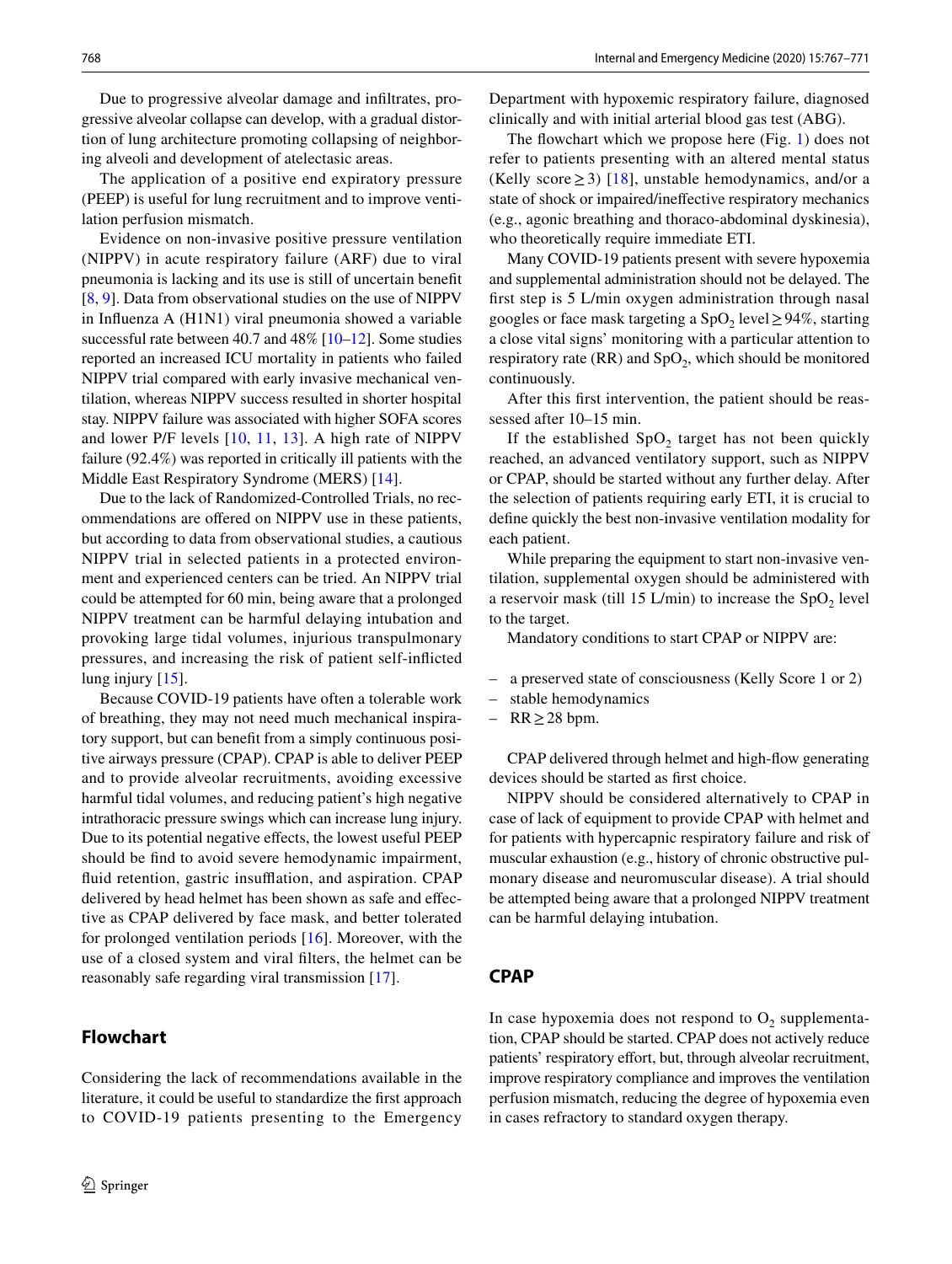Due to progressive alveolar damage and infiltrates, progressive alveolar collapse can develop, with a gradual distortion of lung architecture promoting collapsing of neighboring alveoli and development of atelectasic areas.

The application of a positive end expiratory pressure (PEEP) is useful for lung recruitment and to improve ventilation perfusion mismatch.

Evidence on non-invasive positive pressure ventilation (NIPPV) in acute respiratory failure (ARF) due to viral pneumonia is lacking and its use is still of uncertain benefit [8, 9]. Data from observational studies on the use of NIPPV in Influenza A (H1N1) viral pneumonia showed a variable successful rate between 40.7 and 48% [10–12]. Some studies reported an increased ICU mortality in patients who failed NIPPV trial compared with early invasive mechanical ventilation, whereas NIPPV success resulted in shorter hospital stay. NIPPV failure was associated with higher SOFA scores and lower P/F levels [10, 11, 13]. A high rate of NIPPV failure (92.4%) was reported in critically ill patients with the Middle East Respiratory Syndrome (MERS) [14].

Due to the lack of Randomized-Controlled Trials, no recommendations are offered on NIPPV use in these patients, but according to data from observational studies, a cautious NIPPV trial in selected patients in a protected environment and experienced centers can be tried. An NIPPV trial could be attempted for 60 min, being aware that a prolonged NIPPV treatment can be harmful delaying intubation and provoking large tidal volumes, injurious transpulmonary pressures, and increasing the risk of patient self-inflicted lung injury [15].

Because COVID-19 patients have often a tolerable work of breathing, they may not need much mechanical inspiratory support, but can benefit from a simply continuous positive airways pressure (CPAP). CPAP is able to deliver PEEP and to provide alveolar recruitments, avoiding excessive harmful tidal volumes, and reducing patient's high negative intrathoracic pressure swings which can increase lung injury. Due to its potential negative effects, the lowest useful PEEP should be find to avoid severe hemodynamic impairment, fluid retention, gastric insufflation, and aspiration. CPAP delivered by head helmet has been shown as safe and effective as CPAP delivered by face mask, and better tolerated for prolonged ventilation periods [16]. Moreover, with the use of a closed system and viral filters, the helmet can be reasonably safe regarding viral transmission [17].

## Flowchart

Considering the lack of recommendations available in the literature, it could be useful to standardize the first approach to COVID-19 patients presenting to the Emergency Department with hypoxemic respiratory failure, diagnosed clinically and with initial arterial blood gas test (ABG).

The flowchart which we propose here (Fig. 1) does not refer to patients presenting with an altered mental status (Kelly score ≥ 3) [18], unstable hemodynamics, and/or a state of shock or impaired/ineffective respiratory mechanics (e.g., agonic breathing and thoraco-abdominal dyskinesia), who theoretically require immediate ETI.

Many COVID-19 patients present with severe hypoxemia and supplemental administration should not be delayed. The first step is 5 L/min oxygen administration through nasal goggles or face mask targeting a $SpO_2$ level ≥ 94%, starting a close vital signs' monitoring with a particular attention to respiratory rate (RR) and $SpO_2$, which should be monitored continuously.

After this first intervention, the patient should be reassessed after 10–15 min.

If the established $SpO_2$ target has not been quickly reached, an advanced ventilatory support, such as NIPPV or CPAP, should be started without any further delay. After the selection of patients requiring early ETI, it is crucial to define quickly the best non-invasive ventilation modality for each patient.

While preparing the equipment to start non-invasive ventilation, supplemental oxygen should be administered with a reservoir mask (till 15 L/min) to increase the $SpO_2$ level to the target.

Mandatory conditions to start CPAP or NIPPV are:

- a preserved state of consciousness (Kelly Score 1 or 2)
- stable hemodynamics
- RR ≥ 28 bpm.

CPAP delivered through helmet and high-flow generating devices should be started as first choice.

NIPPV should be considered alternatively to CPAP in case of lack of equipment to provide CPAP with helmet and for patients with hypercapnic respiratory failure and risk of muscular exhaustion (e.g., history of chronic obstructive pulmonary disease and neuromuscular disease). A trial should be attempted being aware that a prolonged NIPPV treatment can be harmful delaying intubation.

## CPAP

In case hypoxemia does not respond to $O_2$ supplementation, CPAP should be started. CPAP does not actively reduce patients' respiratory effort, but, through alveolar recruitment, improve respiratory compliance and improves the ventilation perfusion mismatch, reducing the degree of hypoxemia even in cases refractory to standard oxygen therapy.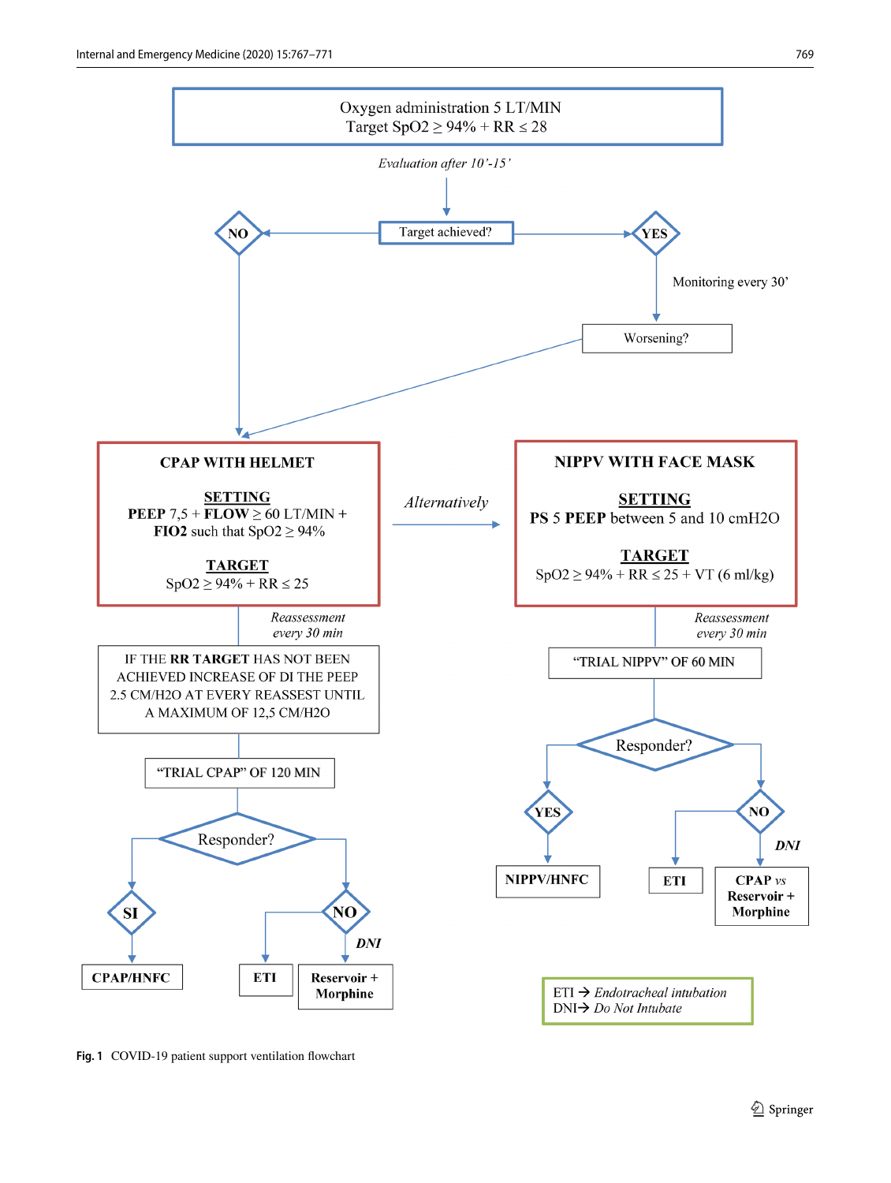**Oxygen administration 5 LT/MIN**
Target $SpO_2 \geq 94\%$ + RR $\leq 28$

*Evaluation after 10'-15'*

**Target achieved?**

- **NO** → CPAP WITH HELMET
- **YES** → Monitoring every 30' → **Worsening?** → CPAP WITH HELMET

**CPAP WITH HELMET**

SETTING
**PEEP** 7,5 + **FLOW** ≥ 60 LT/MIN + **FIO2** such that $SpO_2 \geq 94\%$

TARGET
$SpO_2 \geq 94\%$ + RR $\leq 25$

*Alternatively* →

**NIPPV WITH FACE MASK**

SETTING
**PS** 5 **PEEP** between 5 and 10 cmH2O

TARGET
$SpO_2 \geq 94\%$ + RR $\leq 25$ + VT (6 ml/kg)

*Reassessment every 30 min* (CPAP)

IF THE **RR TARGET** HAS NOT BEEN ACHIEVED INCREASE OF DI THE PEEP 2.5 CM/H2O AT EVERY REASSEST UNTIL A MAXIMUM OF 12,5 CM/H2O

"TRIAL CPAP" OF 120 MIN

Responder?

- **SI** → **CPAP/HNFC**
- **NO** → **ETI**; *DNI* → **Reservoir + Morphine**

*Reassessment every 30 min* (NIPPV)

"TRIAL NIPPV" OF 60 MIN

Responder?

- **YES** → **NIPPV/HNFC**
- **NO** → **ETI**; *DNI* → **CPAP** *vs* **Reservoir + Morphine**

ETI → *Endotracheal intubation*
DNI → *Do Not Intubate*

**Fig. 1** COVID-19 patient support ventilation flowchart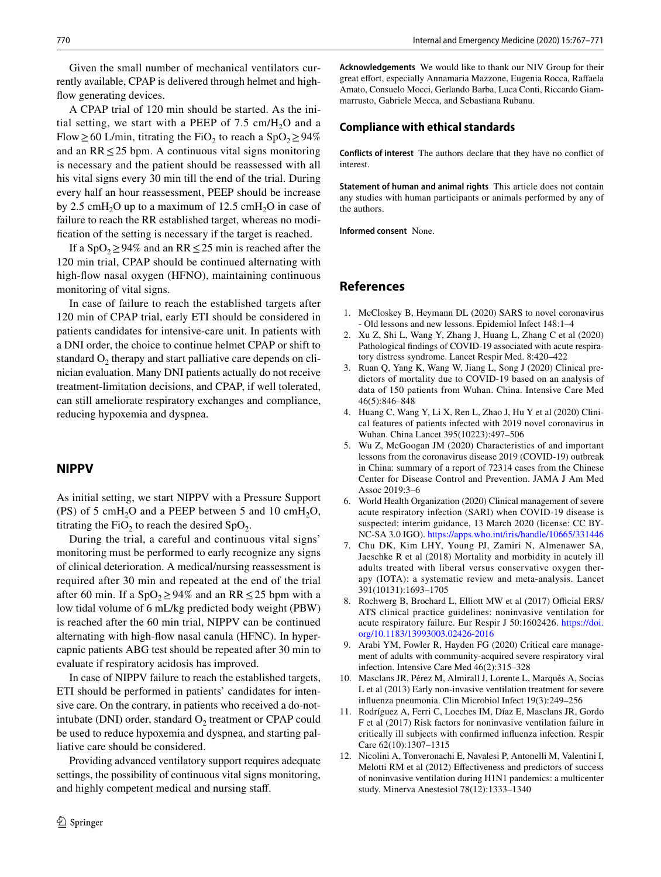Given the small number of mechanical ventilators currently available, CPAP is delivered through helmet and high-flow generating devices.

A CPAP trial of 120 min should be started. As the initial setting, we start with a PEEP of 7.5 cm/$H_2O$ and a Flow ≥ 60 L/min, titrating the $FiO_2$ to reach a $SpO_2 \geq 94\%$ and an RR ≤ 25 bpm. A continuous vital signs monitoring is necessary and the patient should be reassessed with all his vital signs every 30 min till the end of the trial. During every half an hour reassessment, PEEP should be increase by 2.5 cm$H_2O$ up to a maximum of 12.5 cm$H_2O$ in case of failure to reach the RR established target, whereas no modification of the setting is necessary if the target is reached.

If a $SpO_2 \geq 94\%$ and an RR ≤ 25 min is reached after the 120 min trial, CPAP should be continued alternating with high-flow nasal oxygen (HFNO), maintaining continuous monitoring of vital signs.

In case of failure to reach the established targets after 120 min of CPAP trial, early ETI should be considered in patients candidates for intensive-care unit. In patients with a DNI order, the choice to continue helmet CPAP or shift to standard $O_2$ therapy and start palliative care depends on clinician evaluation. Many DNI patients actually do not receive treatment-limitation decisions, and CPAP, if well tolerated, can still ameliorate respiratory exchanges and compliance, reducing hypoxemia and dyspnea.

## NIPPV

As initial setting, we start NIPPV with a Pressure Support (PS) of 5 cm$H_2O$ and a PEEP between 5 and 10 cm$H_2O$, titrating the $FiO_2$ to reach the desired $SpO_2$.

During the trial, a careful and continuous vital signs' monitoring must be performed to early recognize any signs of clinical deterioration. A medical/nursing reassessment is required after 30 min and repeated at the end of the trial after 60 min. If a $SpO_2 \geq 94\%$ and an RR ≤ 25 bpm with a low tidal volume of 6 mL/kg predicted body weight (PBW) is reached after the 60 min trial, NIPPV can be continued alternating with high-flow nasal canula (HFNC). In hypercapnic patients ABG test should be repeated after 30 min to evaluate if respiratory acidosis has improved.

In case of NIPPV failure to reach the established targets, ETI should be performed in patients' candidates for intensive care. On the contrary, in patients who received a do-not-intubate (DNI) order, standard $O_2$ treatment or CPAP could be used to reduce hypoxemia and dyspnea, and starting palliative care should be considered.

Providing advanced ventilatory support requires adequate settings, the possibility of continuous vital signs monitoring, and highly competent medical and nursing staff.

**Acknowledgements** We would like to thank our NIV Group for their great effort, especially Annamaria Mazzone, Eugenia Rocca, Raffaela Amato, Consuelo Mocci, Gerlando Barba, Luca Conti, Riccardo Giammarrusto, Gabriele Mecca, and Sebastiana Rubanu.

## Compliance with ethical standards

**Conflicts of interest** The authors declare that they have no conflict of interest.

**Statement of human and animal rights** This article does not contain any studies with human participants or animals performed by any of the authors.

**Informed consent** None.

## References

1. McCloskey B, Heymann DL (2020) SARS to novel coronavirus - Old lessons and new lessons. Epidemiol Infect 148:1–4
2. Xu Z, Shi L, Wang Y, Zhang J, Huang L, Zhang C et al (2020) Pathological findings of COVID-19 associated with acute respiratory distress syndrome. Lancet Respir Med. 8:420–422
3. Ruan Q, Yang K, Wang W, Jiang L, Song J (2020) Clinical predictors of mortality due to COVID-19 based on an analysis of data of 150 patients from Wuhan. China. Intensive Care Med 46(5):846–848
4. Huang C, Wang Y, Li X, Ren L, Zhao J, Hu Y et al (2020) Clinical features of patients infected with 2019 novel coronavirus in Wuhan. China Lancet 395(10223):497–506
5. Wu Z, McGoogan JM (2020) Characteristics of and important lessons from the coronavirus disease 2019 (COVID-19) outbreak in China: summary of a report of 72314 cases from the Chinese Center for Disease Control and Prevention. JAMA J Am Med Assoc 2019:3–6
6. World Health Organization (2020) Clinical management of severe acute respiratory infection (SARI) when COVID-19 disease is suspected: interim guidance, 13 March 2020 (license: CC BY-NC-SA 3.0 IGO). https://apps.who.int/iris/handle/10665/331446
7. Chu DK, Kim LHY, Young PJ, Zamiri N, Almenawer SA, Jaeschke R et al (2018) Mortality and morbidity in acutely ill adults treated with liberal versus conservative oxygen therapy (IOTA): a systematic review and meta-analysis. Lancet 391(10131):1693–1705
8. Rochwerg B, Brochard L, Elliott MW et al (2017) Official ERS/ATS clinical practice guidelines: noninvasive ventilation for acute respiratory failure. Eur Respir J 50:1602426. https://doi.org/10.1183/13993003.02426-2016
9. Arabi YM, Fowler R, Hayden FG (2020) Critical care management of adults with community-acquired severe respiratory viral infection. Intensive Care Med 46(2):315–328
10. Masclans JR, Pérez M, Almirall J, Lorente L, Marqués A, Socias L et al (2013) Early non-invasive ventilation treatment for severe influenza pneumonia. Clin Microbiol Infect 19(3):249–256
11. Rodríguez A, Ferri C, Loeches IM, Díaz E, Masclans JR, Gordo F et al (2017) Risk factors for noninvasive ventilation failure in critically ill subjects with confirmed influenza infection. Respir Care 62(10):1307–1315
12. Nicolini A, Tonveronachi E, Navalesi P, Antonelli M, Valentini I, Melotti RM et al (2012) Effectiveness and predictors of success of noninvasive ventilation during H1N1 pandemics: a multicenter study. Minerva Anestesiol 78(12):1333–1340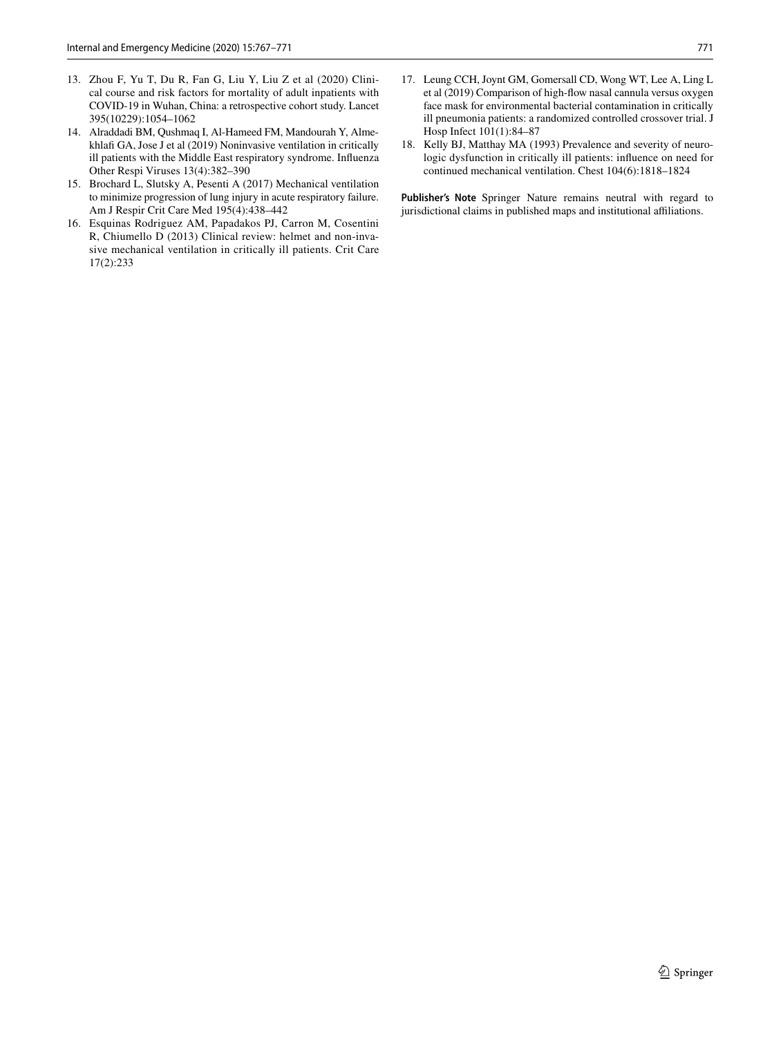13. Zhou F, Yu T, Du R, Fan G, Liu Y, Liu Z et al (2020) Clinical course and risk factors for mortality of adult inpatients with COVID-19 in Wuhan, China: a retrospective cohort study. Lancet 395(10229):1054–1062
14. Alraddadi BM, Qushmaq I, Al-Hameed FM, Mandourah Y, Almekhlafi GA, Jose J et al (2019) Noninvasive ventilation in critically ill patients with the Middle East respiratory syndrome. Influenza Other Respi Viruses 13(4):382–390
15. Brochard L, Slutsky A, Pesenti A (2017) Mechanical ventilation to minimize progression of lung injury in acute respiratory failure. Am J Respir Crit Care Med 195(4):438–442
16. Esquinas Rodriguez AM, Papadakos PJ, Carron M, Cosentini R, Chiumello D (2013) Clinical review: helmet and non-invasive mechanical ventilation in critically ill patients. Crit Care 17(2):233
17. Leung CCH, Joynt GM, Gomersall CD, Wong WT, Lee A, Ling L et al (2019) Comparison of high-flow nasal cannula versus oxygen face mask for environmental bacterial contamination in critically ill pneumonia patients: a randomized controlled crossover trial. J Hosp Infect 101(1):84–87
18. Kelly BJ, Matthay MA (1993) Prevalence and severity of neurologic dysfunction in critically ill patients: influence on need for continued mechanical ventilation. Chest 104(6):1818–1824

**Publisher's Note** Springer Nature remains neutral with regard to jurisdictional claims in published maps and institutional affiliations.